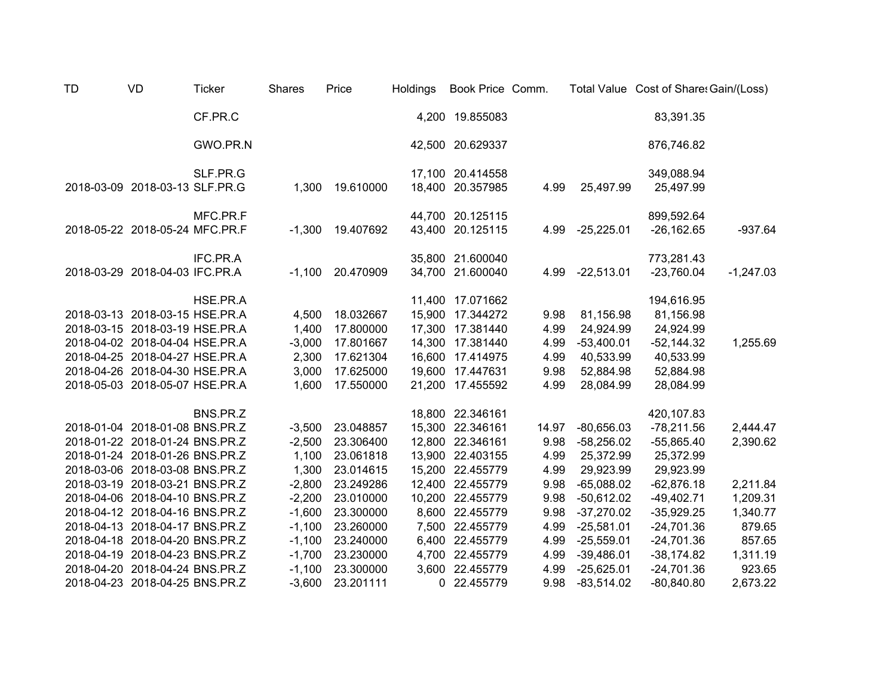| TD | VD | Ticker | Shares | Price | Holdings | Book Price | Comm. | Total Value | Cost of Shares | Gain/(Loss) |
|---|---|---|---|---|---|---|---|---|---|---|
| | | CF.PR.C | | | 4,200 | 19.855083 | | | 83,391.35 | |
| | | GWO.PR.N | | | 42,500 | 20.629337 | | | 876,746.82 | |
| | | SLF.PR.G | | | 17,100 | 20.414558 | | | 349,088.94 | |
| 2018-03-09 | 2018-03-13 | SLF.PR.G | 1,300 | 19.610000 | 18,400 | 20.357985 | 4.99 | 25,497.99 | 25,497.99 | |
| | | MFC.PR.F | | | 44,700 | 20.125115 | | | 899,592.64 | |
| 2018-05-22 | 2018-05-24 | MFC.PR.F | -1,300 | 19.407692 | 43,400 | 20.125115 | 4.99 | -25,225.01 | -26,162.65 | -937.64 |
| | | IFC.PR.A | | | 35,800 | 21.600040 | | | 773,281.43 | |
| 2018-03-29 | 2018-04-03 | IFC.PR.A | -1,100 | 20.470909 | 34,700 | 21.600040 | 4.99 | -22,513.01 | -23,760.04 | -1,247.03 |
| | | HSE.PR.A | | | 11,400 | 17.071662 | | | 194,616.95 | |
| 2018-03-13 | 2018-03-15 | HSE.PR.A | 4,500 | 18.032667 | 15,900 | 17.344272 | 9.98 | 81,156.98 | 81,156.98 | |
| 2018-03-15 | 2018-03-19 | HSE.PR.A | 1,400 | 17.800000 | 17,300 | 17.381440 | 4.99 | 24,924.99 | 24,924.99 | |
| 2018-04-02 | 2018-04-04 | HSE.PR.A | -3,000 | 17.801667 | 14,300 | 17.381440 | 4.99 | -53,400.01 | -52,144.32 | 1,255.69 |
| 2018-04-25 | 2018-04-27 | HSE.PR.A | 2,300 | 17.621304 | 16,600 | 17.414975 | 4.99 | 40,533.99 | 40,533.99 | |
| 2018-04-26 | 2018-04-30 | HSE.PR.A | 3,000 | 17.625000 | 19,600 | 17.447631 | 9.98 | 52,884.98 | 52,884.98 | |
| 2018-05-03 | 2018-05-07 | HSE.PR.A | 1,600 | 17.550000 | 21,200 | 17.455592 | 4.99 | 28,084.99 | 28,084.99 | |
| | | BNS.PR.Z | | | 18,800 | 22.346161 | | | 420,107.83 | |
| 2018-01-04 | 2018-01-08 | BNS.PR.Z | -3,500 | 23.048857 | 15,300 | 22.346161 | 14.97 | -80,656.03 | -78,211.56 | 2,444.47 |
| 2018-01-22 | 2018-01-24 | BNS.PR.Z | -2,500 | 23.306400 | 12,800 | 22.346161 | 9.98 | -58,256.02 | -55,865.40 | 2,390.62 |
| 2018-01-24 | 2018-01-26 | BNS.PR.Z | 1,100 | 23.061818 | 13,900 | 22.403155 | 4.99 | 25,372.99 | 25,372.99 | |
| 2018-03-06 | 2018-03-08 | BNS.PR.Z | 1,300 | 23.014615 | 15,200 | 22.455779 | 4.99 | 29,923.99 | 29,923.99 | |
| 2018-03-19 | 2018-03-21 | BNS.PR.Z | -2,800 | 23.249286 | 12,400 | 22.455779 | 9.98 | -65,088.02 | -62,876.18 | 2,211.84 |
| 2018-04-06 | 2018-04-10 | BNS.PR.Z | -2,200 | 23.010000 | 10,200 | 22.455779 | 9.98 | -50,612.02 | -49,402.71 | 1,209.31 |
| 2018-04-12 | 2018-04-16 | BNS.PR.Z | -1,600 | 23.300000 | 8,600 | 22.455779 | 9.98 | -37,270.02 | -35,929.25 | 1,340.77 |
| 2018-04-13 | 2018-04-17 | BNS.PR.Z | -1,100 | 23.260000 | 7,500 | 22.455779 | 4.99 | -25,581.01 | -24,701.36 | 879.65 |
| 2018-04-18 | 2018-04-20 | BNS.PR.Z | -1,100 | 23.240000 | 6,400 | 22.455779 | 4.99 | -25,559.01 | -24,701.36 | 857.65 |
| 2018-04-19 | 2018-04-23 | BNS.PR.Z | -1,700 | 23.230000 | 4,700 | 22.455779 | 4.99 | -39,486.01 | -38,174.82 | 1,311.19 |
| 2018-04-20 | 2018-04-24 | BNS.PR.Z | -1,100 | 23.300000 | 3,600 | 22.455779 | 4.99 | -25,625.01 | -24,701.36 | 923.65 |
| 2018-04-23 | 2018-04-25 | BNS.PR.Z | -3,600 | 23.201111 | 0 | 22.455779 | 9.98 | -83,514.02 | -80,840.80 | 2,673.22 |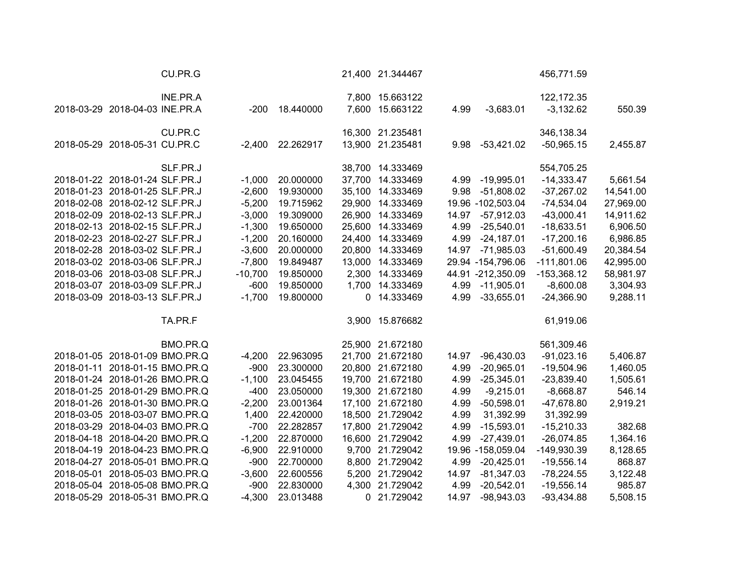| | | | | | | | | | | |
|---|---|---|---|---|---|---|---|---|---|---|
| | | CU.PR.G | | | 21,400 | 21.344467 | | | 456,771.59 | |
| | | | | | | | | | | |
| | | INE.PR.A | | | 7,800 | 15.663122 | | | 122,172.35 | |
| 2018-03-29 | 2018-04-03 | INE.PR.A | -200 | 18.440000 | 7,600 | 15.663122 | 4.99 | -3,683.01 | -3,132.62 | 550.39 |
| | | | | | | | | | | |
| | | CU.PR.C | | | 16,300 | 21.235481 | | | 346,138.34 | |
| 2018-05-29 | 2018-05-31 | CU.PR.C | -2,400 | 22.262917 | 13,900 | 21.235481 | 9.98 | -53,421.02 | -50,965.15 | 2,455.87 |
| | | | | | | | | | | |
| | | SLF.PR.J | | | 38,700 | 14.333469 | | | 554,705.25 | |
| 2018-01-22 | 2018-01-24 | SLF.PR.J | -1,000 | 20.000000 | 37,700 | 14.333469 | 4.99 | -19,995.01 | -14,333.47 | 5,661.54 |
| 2018-01-23 | 2018-01-25 | SLF.PR.J | -2,600 | 19.930000 | 35,100 | 14.333469 | 9.98 | -51,808.02 | -37,267.02 | 14,541.00 |
| 2018-02-08 | 2018-02-12 | SLF.PR.J | -5,200 | 19.715962 | 29,900 | 14.333469 | 19.96 | -102,503.04 | -74,534.04 | 27,969.00 |
| 2018-02-09 | 2018-02-13 | SLF.PR.J | -3,000 | 19.309000 | 26,900 | 14.333469 | 14.97 | -57,912.03 | -43,000.41 | 14,911.62 |
| 2018-02-13 | 2018-02-15 | SLF.PR.J | -1,300 | 19.650000 | 25,600 | 14.333469 | 4.99 | -25,540.01 | -18,633.51 | 6,906.50 |
| 2018-02-23 | 2018-02-27 | SLF.PR.J | -1,200 | 20.160000 | 24,400 | 14.333469 | 4.99 | -24,187.01 | -17,200.16 | 6,986.85 |
| 2018-02-28 | 2018-03-02 | SLF.PR.J | -3,600 | 20.000000 | 20,800 | 14.333469 | 14.97 | -71,985.03 | -51,600.49 | 20,384.54 |
| 2018-03-02 | 2018-03-06 | SLF.PR.J | -7,800 | 19.849487 | 13,000 | 14.333469 | 29.94 | -154,796.06 | -111,801.06 | 42,995.00 |
| 2018-03-06 | 2018-03-08 | SLF.PR.J | -10,700 | 19.850000 | 2,300 | 14.333469 | 44.91 | -212,350.09 | -153,368.12 | 58,981.97 |
| 2018-03-07 | 2018-03-09 | SLF.PR.J | -600 | 19.850000 | 1,700 | 14.333469 | 4.99 | -11,905.01 | -8,600.08 | 3,304.93 |
| 2018-03-09 | 2018-03-13 | SLF.PR.J | -1,700 | 19.800000 | 0 | 14.333469 | 4.99 | -33,655.01 | -24,366.90 | 9,288.11 |
| | | | | | | | | | | |
| | | TA.PR.F | | | 3,900 | 15.876682 | | | 61,919.06 | |
| | | | | | | | | | | |
| | | BMO.PR.Q | | | 25,900 | 21.672180 | | | 561,309.46 | |
| 2018-01-05 | 2018-01-09 | BMO.PR.Q | -4,200 | 22.963095 | 21,700 | 21.672180 | 14.97 | -96,430.03 | -91,023.16 | 5,406.87 |
| 2018-01-11 | 2018-01-15 | BMO.PR.Q | -900 | 23.300000 | 20,800 | 21.672180 | 4.99 | -20,965.01 | -19,504.96 | 1,460.05 |
| 2018-01-24 | 2018-01-26 | BMO.PR.Q | -1,100 | 23.045455 | 19,700 | 21.672180 | 4.99 | -25,345.01 | -23,839.40 | 1,505.61 |
| 2018-01-25 | 2018-01-29 | BMO.PR.Q | -400 | 23.050000 | 19,300 | 21.672180 | 4.99 | -9,215.01 | -8,668.87 | 546.14 |
| 2018-01-26 | 2018-01-30 | BMO.PR.Q | -2,200 | 23.001364 | 17,100 | 21.672180 | 4.99 | -50,598.01 | -47,678.80 | 2,919.21 |
| 2018-03-05 | 2018-03-07 | BMO.PR.Q | 1,400 | 22.420000 | 18,500 | 21.729042 | 4.99 | 31,392.99 | 31,392.99 | |
| 2018-03-29 | 2018-04-03 | BMO.PR.Q | -700 | 22.282857 | 17,800 | 21.729042 | 4.99 | -15,593.01 | -15,210.33 | 382.68 |
| 2018-04-18 | 2018-04-20 | BMO.PR.Q | -1,200 | 22.870000 | 16,600 | 21.729042 | 4.99 | -27,439.01 | -26,074.85 | 1,364.16 |
| 2018-04-19 | 2018-04-23 | BMO.PR.Q | -6,900 | 22.910000 | 9,700 | 21.729042 | 19.96 | -158,059.04 | -149,930.39 | 8,128.65 |
| 2018-04-27 | 2018-05-01 | BMO.PR.Q | -900 | 22.700000 | 8,800 | 21.729042 | 4.99 | -20,425.01 | -19,556.14 | 868.87 |
| 2018-05-01 | 2018-05-03 | BMO.PR.Q | -3,600 | 22.600556 | 5,200 | 21.729042 | 14.97 | -81,347.03 | -78,224.55 | 3,122.48 |
| 2018-05-04 | 2018-05-08 | BMO.PR.Q | -900 | 22.830000 | 4,300 | 21.729042 | 4.99 | -20,542.01 | -19,556.14 | 985.87 |
| 2018-05-29 | 2018-05-31 | BMO.PR.Q | -4,300 | 23.013488 | 0 | 21.729042 | 14.97 | -98,943.03 | -93,434.88 | 5,508.15 |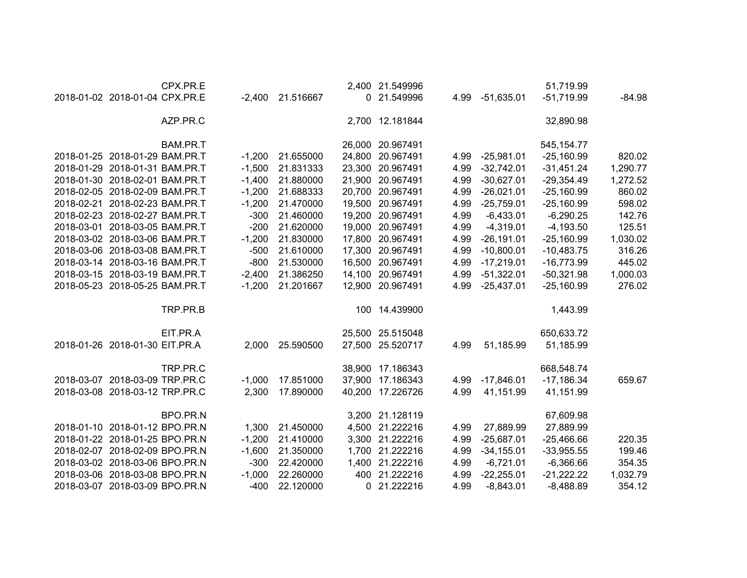| | | | | | | | | | | |
|---|---|---|---|---|---|---|---|---|---|---|
| | | CPX.PR.E | | | 2,400 | 21.549996 | | | 51,719.99 | |
| 2018-01-02 | 2018-01-04 | CPX.PR.E | -2,400 | 21.516667 | 0 | 21.549996 | 4.99 | -51,635.01 | -51,719.99 | -84.98 |
| | | | | | | | | | | |
| | | AZP.PR.C | | | 2,700 | 12.181844 | | | 32,890.98 | |
| | | | | | | | | | | |
| | | BAM.PR.T | | | 26,000 | 20.967491 | | | 545,154.77 | |
| 2018-01-25 | 2018-01-29 | BAM.PR.T | -1,200 | 21.655000 | 24,800 | 20.967491 | 4.99 | -25,981.01 | -25,160.99 | 820.02 |
| 2018-01-29 | 2018-01-31 | BAM.PR.T | -1,500 | 21.831333 | 23,300 | 20.967491 | 4.99 | -32,742.01 | -31,451.24 | 1,290.77 |
| 2018-01-30 | 2018-02-01 | BAM.PR.T | -1,400 | 21.880000 | 21,900 | 20.967491 | 4.99 | -30,627.01 | -29,354.49 | 1,272.52 |
| 2018-02-05 | 2018-02-09 | BAM.PR.T | -1,200 | 21.688333 | 20,700 | 20.967491 | 4.99 | -26,021.01 | -25,160.99 | 860.02 |
| 2018-02-21 | 2018-02-23 | BAM.PR.T | -1,200 | 21.470000 | 19,500 | 20.967491 | 4.99 | -25,759.01 | -25,160.99 | 598.02 |
| 2018-02-23 | 2018-02-27 | BAM.PR.T | -300 | 21.460000 | 19,200 | 20.967491 | 4.99 | -6,433.01 | -6,290.25 | 142.76 |
| 2018-03-01 | 2018-03-05 | BAM.PR.T | -200 | 21.620000 | 19,000 | 20.967491 | 4.99 | -4,319.01 | -4,193.50 | 125.51 |
| 2018-03-02 | 2018-03-06 | BAM.PR.T | -1,200 | 21.830000 | 17,800 | 20.967491 | 4.99 | -26,191.01 | -25,160.99 | 1,030.02 |
| 2018-03-06 | 2018-03-08 | BAM.PR.T | -500 | 21.610000 | 17,300 | 20.967491 | 4.99 | -10,800.01 | -10,483.75 | 316.26 |
| 2018-03-14 | 2018-03-16 | BAM.PR.T | -800 | 21.530000 | 16,500 | 20.967491 | 4.99 | -17,219.01 | -16,773.99 | 445.02 |
| 2018-03-15 | 2018-03-19 | BAM.PR.T | -2,400 | 21.386250 | 14,100 | 20.967491 | 4.99 | -51,322.01 | -50,321.98 | 1,000.03 |
| 2018-05-23 | 2018-05-25 | BAM.PR.T | -1,200 | 21.201667 | 12,900 | 20.967491 | 4.99 | -25,437.01 | -25,160.99 | 276.02 |
| | | | | | | | | | | |
| | | TRP.PR.B | | | 100 | 14.439900 | | | 1,443.99 | |
| | | | | | | | | | | |
| | | EIT.PR.A | | | 25,500 | 25.515048 | | | 650,633.72 | |
| 2018-01-26 | 2018-01-30 | EIT.PR.A | 2,000 | 25.590500 | 27,500 | 25.520717 | 4.99 | 51,185.99 | 51,185.99 | |
| | | | | | | | | | | |
| | | TRP.PR.C | | | 38,900 | 17.186343 | | | 668,548.74 | |
| 2018-03-07 | 2018-03-09 | TRP.PR.C | -1,000 | 17.851000 | 37,900 | 17.186343 | 4.99 | -17,846.01 | -17,186.34 | 659.67 |
| 2018-03-08 | 2018-03-12 | TRP.PR.C | 2,300 | 17.890000 | 40,200 | 17.226726 | 4.99 | 41,151.99 | 41,151.99 | |
| | | | | | | | | | | |
| | | BPO.PR.N | | | 3,200 | 21.128119 | | | 67,609.98 | |
| 2018-01-10 | 2018-01-12 | BPO.PR.N | 1,300 | 21.450000 | 4,500 | 21.222216 | 4.99 | 27,889.99 | 27,889.99 | |
| 2018-01-22 | 2018-01-25 | BPO.PR.N | -1,200 | 21.410000 | 3,300 | 21.222216 | 4.99 | -25,687.01 | -25,466.66 | 220.35 |
| 2018-02-07 | 2018-02-09 | BPO.PR.N | -1,600 | 21.350000 | 1,700 | 21.222216 | 4.99 | -34,155.01 | -33,955.55 | 199.46 |
| 2018-03-02 | 2018-03-06 | BPO.PR.N | -300 | 22.420000 | 1,400 | 21.222216 | 4.99 | -6,721.01 | -6,366.66 | 354.35 |
| 2018-03-06 | 2018-03-08 | BPO.PR.N | -1,000 | 22.260000 | 400 | 21.222216 | 4.99 | -22,255.01 | -21,222.22 | 1,032.79 |
| 2018-03-07 | 2018-03-09 | BPO.PR.N | -400 | 22.120000 | 0 | 21.222216 | 4.99 | -8,843.01 | -8,488.89 | 354.12 |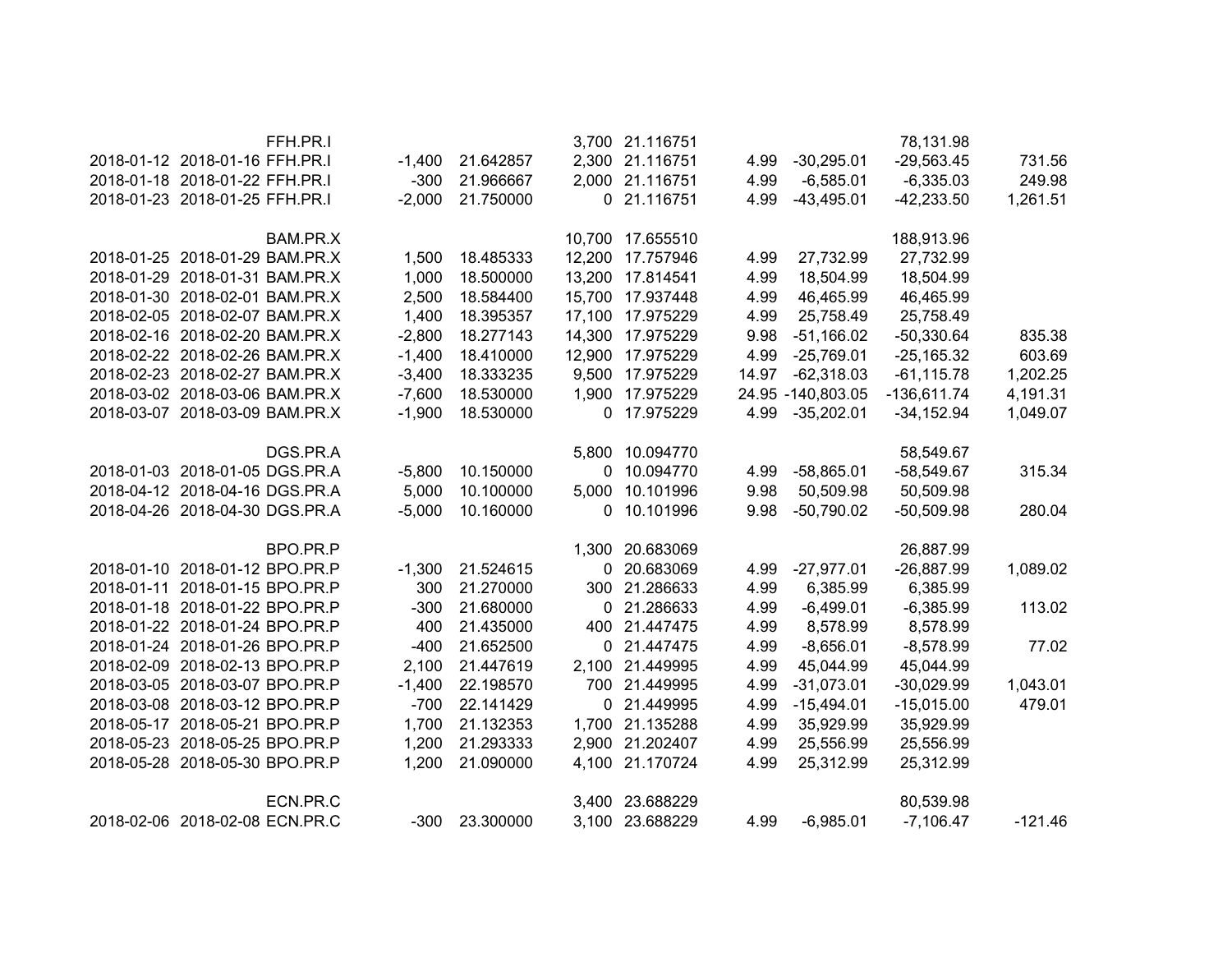| | | | | | | | | | | |
|---|---|---|---|---|---|---|---|---|---|---|
| | | FFH.PR.I | | | 3,700 | 21.116751 | | | 78,131.98 | |
| 2018-01-12 | 2018-01-16 | FFH.PR.I | -1,400 | 21.642857 | 2,300 | 21.116751 | 4.99 | -30,295.01 | -29,563.45 | 731.56 |
| 2018-01-18 | 2018-01-22 | FFH.PR.I | -300 | 21.966667 | 2,000 | 21.116751 | 4.99 | -6,585.01 | -6,335.03 | 249.98 |
| 2018-01-23 | 2018-01-25 | FFH.PR.I | -2,000 | 21.750000 | 0 | 21.116751 | 4.99 | -43,495.01 | -42,233.50 | 1,261.51 |
| | | | | | | | | | | |
| | | BAM.PR.X | | | 10,700 | 17.655510 | | | 188,913.96 | |
| 2018-01-25 | 2018-01-29 | BAM.PR.X | 1,500 | 18.485333 | 12,200 | 17.757946 | 4.99 | 27,732.99 | 27,732.99 | |
| 2018-01-29 | 2018-01-31 | BAM.PR.X | 1,000 | 18.500000 | 13,200 | 17.814541 | 4.99 | 18,504.99 | 18,504.99 | |
| 2018-01-30 | 2018-02-01 | BAM.PR.X | 2,500 | 18.584400 | 15,700 | 17.937448 | 4.99 | 46,465.99 | 46,465.99 | |
| 2018-02-05 | 2018-02-07 | BAM.PR.X | 1,400 | 18.395357 | 17,100 | 17.975229 | 4.99 | 25,758.49 | 25,758.49 | |
| 2018-02-16 | 2018-02-20 | BAM.PR.X | -2,800 | 18.277143 | 14,300 | 17.975229 | 9.98 | -51,166.02 | -50,330.64 | 835.38 |
| 2018-02-22 | 2018-02-26 | BAM.PR.X | -1,400 | 18.410000 | 12,900 | 17.975229 | 4.99 | -25,769.01 | -25,165.32 | 603.69 |
| 2018-02-23 | 2018-02-27 | BAM.PR.X | -3,400 | 18.333235 | 9,500 | 17.975229 | 14.97 | -62,318.03 | -61,115.78 | 1,202.25 |
| 2018-03-02 | 2018-03-06 | BAM.PR.X | -7,600 | 18.530000 | 1,900 | 17.975229 | 24.95 | -140,803.05 | -136,611.74 | 4,191.31 |
| 2018-03-07 | 2018-03-09 | BAM.PR.X | -1,900 | 18.530000 | 0 | 17.975229 | 4.99 | -35,202.01 | -34,152.94 | 1,049.07 |
| | | | | | | | | | | |
| | | DGS.PR.A | | | 5,800 | 10.094770 | | | 58,549.67 | |
| 2018-01-03 | 2018-01-05 | DGS.PR.A | -5,800 | 10.150000 | 0 | 10.094770 | 4.99 | -58,865.01 | -58,549.67 | 315.34 |
| 2018-04-12 | 2018-04-16 | DGS.PR.A | 5,000 | 10.100000 | 5,000 | 10.101996 | 9.98 | 50,509.98 | 50,509.98 | |
| 2018-04-26 | 2018-04-30 | DGS.PR.A | -5,000 | 10.160000 | 0 | 10.101996 | 9.98 | -50,790.02 | -50,509.98 | 280.04 |
| | | | | | | | | | | |
| | | BPO.PR.P | | | 1,300 | 20.683069 | | | 26,887.99 | |
| 2018-01-10 | 2018-01-12 | BPO.PR.P | -1,300 | 21.524615 | 0 | 20.683069 | 4.99 | -27,977.01 | -26,887.99 | 1,089.02 |
| 2018-01-11 | 2018-01-15 | BPO.PR.P | 300 | 21.270000 | 300 | 21.286633 | 4.99 | 6,385.99 | 6,385.99 | |
| 2018-01-18 | 2018-01-22 | BPO.PR.P | -300 | 21.680000 | 0 | 21.286633 | 4.99 | -6,499.01 | -6,385.99 | 113.02 |
| 2018-01-22 | 2018-01-24 | BPO.PR.P | 400 | 21.435000 | 400 | 21.447475 | 4.99 | 8,578.99 | 8,578.99 | |
| 2018-01-24 | 2018-01-26 | BPO.PR.P | -400 | 21.652500 | 0 | 21.447475 | 4.99 | -8,656.01 | -8,578.99 | 77.02 |
| 2018-02-09 | 2018-02-13 | BPO.PR.P | 2,100 | 21.447619 | 2,100 | 21.449995 | 4.99 | 45,044.99 | 45,044.99 | |
| 2018-03-05 | 2018-03-07 | BPO.PR.P | -1,400 | 22.198570 | 700 | 21.449995 | 4.99 | -31,073.01 | -30,029.99 | 1,043.01 |
| 2018-03-08 | 2018-03-12 | BPO.PR.P | -700 | 22.141429 | 0 | 21.449995 | 4.99 | -15,494.01 | -15,015.00 | 479.01 |
| 2018-05-17 | 2018-05-21 | BPO.PR.P | 1,700 | 21.132353 | 1,700 | 21.135288 | 4.99 | 35,929.99 | 35,929.99 | |
| 2018-05-23 | 2018-05-25 | BPO.PR.P | 1,200 | 21.293333 | 2,900 | 21.202407 | 4.99 | 25,556.99 | 25,556.99 | |
| 2018-05-28 | 2018-05-30 | BPO.PR.P | 1,200 | 21.090000 | 4,100 | 21.170724 | 4.99 | 25,312.99 | 25,312.99 | |
| | | | | | | | | | | |
| | | ECN.PR.C | | | 3,400 | 23.688229 | | | 80,539.98 | |
| 2018-02-06 | 2018-02-08 | ECN.PR.C | -300 | 23.300000 | 3,100 | 23.688229 | 4.99 | -6,985.01 | -7,106.47 | -121.46 |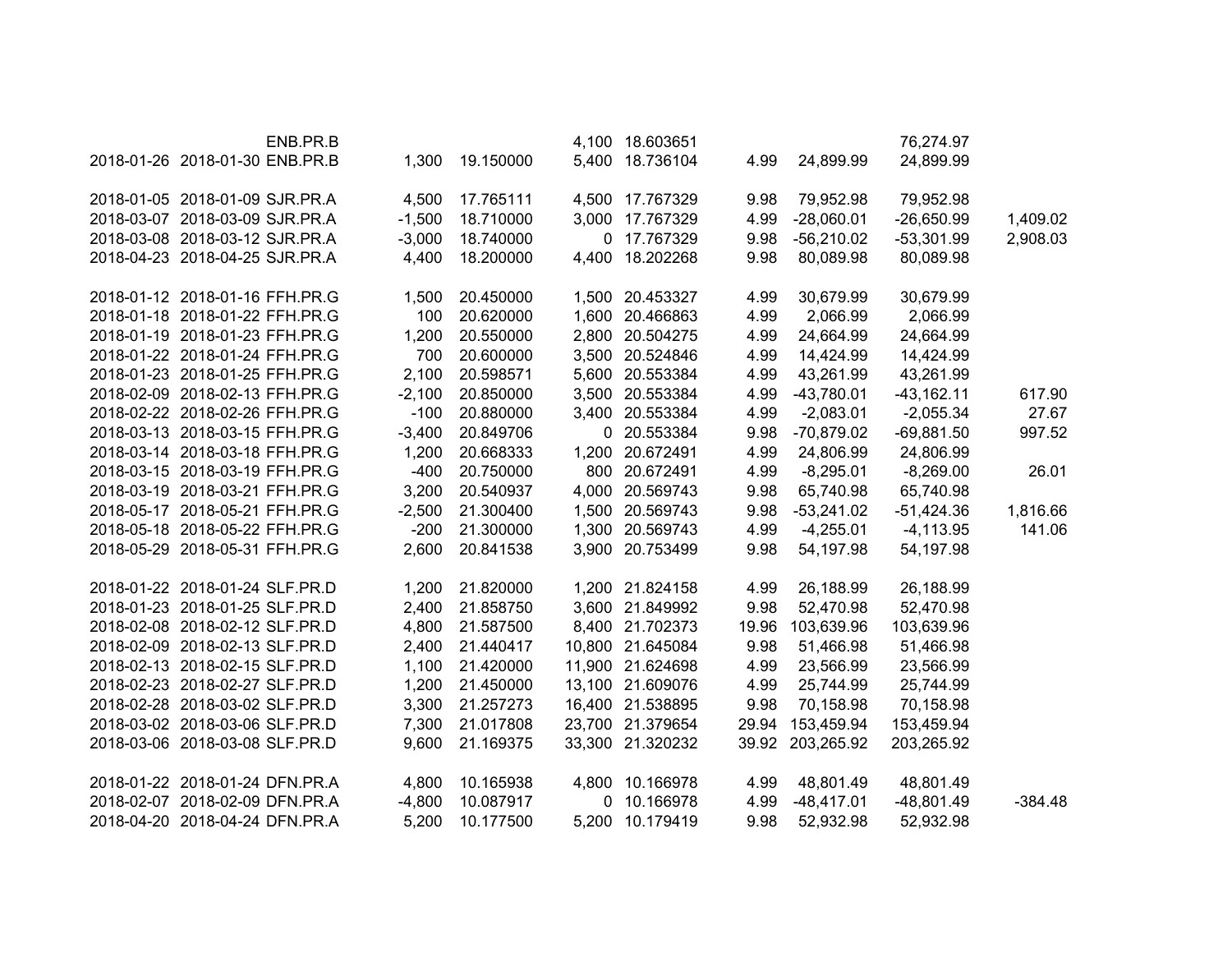| | | | | | | | | | | |
|---|---|---|---|---|---|---|---|---|---|---|
| | | ENB.PR.B | | | 4,100 | 18.603651 | | | 76,274.97 | |
| 2018-01-26 | 2018-01-30 | ENB.PR.B | 1,300 | 19.150000 | 5,400 | 18.736104 | 4.99 | 24,899.99 | 24,899.99 | |
| | | | | | | | | | | |
| 2018-01-05 | 2018-01-09 | SJR.PR.A | 4,500 | 17.765111 | 4,500 | 17.767329 | 9.98 | 79,952.98 | 79,952.98 | |
| 2018-03-07 | 2018-03-09 | SJR.PR.A | -1,500 | 18.710000 | 3,000 | 17.767329 | 4.99 | -28,060.01 | -26,650.99 | 1,409.02 |
| 2018-03-08 | 2018-03-12 | SJR.PR.A | -3,000 | 18.740000 | 0 | 17.767329 | 9.98 | -56,210.02 | -53,301.99 | 2,908.03 |
| 2018-04-23 | 2018-04-25 | SJR.PR.A | 4,400 | 18.200000 | 4,400 | 18.202268 | 9.98 | 80,089.98 | 80,089.98 | |
| | | | | | | | | | | |
| 2018-01-12 | 2018-01-16 | FFH.PR.G | 1,500 | 20.450000 | 1,500 | 20.453327 | 4.99 | 30,679.99 | 30,679.99 | |
| 2018-01-18 | 2018-01-22 | FFH.PR.G | 100 | 20.620000 | 1,600 | 20.466863 | 4.99 | 2,066.99 | 2,066.99 | |
| 2018-01-19 | 2018-01-23 | FFH.PR.G | 1,200 | 20.550000 | 2,800 | 20.504275 | 4.99 | 24,664.99 | 24,664.99 | |
| 2018-01-22 | 2018-01-24 | FFH.PR.G | 700 | 20.600000 | 3,500 | 20.524846 | 4.99 | 14,424.99 | 14,424.99 | |
| 2018-01-23 | 2018-01-25 | FFH.PR.G | 2,100 | 20.598571 | 5,600 | 20.553384 | 4.99 | 43,261.99 | 43,261.99 | |
| 2018-02-09 | 2018-02-13 | FFH.PR.G | -2,100 | 20.850000 | 3,500 | 20.553384 | 4.99 | -43,780.01 | -43,162.11 | 617.90 |
| 2018-02-22 | 2018-02-26 | FFH.PR.G | -100 | 20.880000 | 3,400 | 20.553384 | 4.99 | -2,083.01 | -2,055.34 | 27.67 |
| 2018-03-13 | 2018-03-15 | FFH.PR.G | -3,400 | 20.849706 | 0 | 20.553384 | 9.98 | -70,879.02 | -69,881.50 | 997.52 |
| 2018-03-14 | 2018-03-18 | FFH.PR.G | 1,200 | 20.668333 | 1,200 | 20.672491 | 4.99 | 24,806.99 | 24,806.99 | |
| 2018-03-15 | 2018-03-19 | FFH.PR.G | -400 | 20.750000 | 800 | 20.672491 | 4.99 | -8,295.01 | -8,269.00 | 26.01 |
| 2018-03-19 | 2018-03-21 | FFH.PR.G | 3,200 | 20.540937 | 4,000 | 20.569743 | 9.98 | 65,740.98 | 65,740.98 | |
| 2018-05-17 | 2018-05-21 | FFH.PR.G | -2,500 | 21.300400 | 1,500 | 20.569743 | 9.98 | -53,241.02 | -51,424.36 | 1,816.66 |
| 2018-05-18 | 2018-05-22 | FFH.PR.G | -200 | 21.300000 | 1,300 | 20.569743 | 4.99 | -4,255.01 | -4,113.95 | 141.06 |
| 2018-05-29 | 2018-05-31 | FFH.PR.G | 2,600 | 20.841538 | 3,900 | 20.753499 | 9.98 | 54,197.98 | 54,197.98 | |
| | | | | | | | | | | |
| 2018-01-22 | 2018-01-24 | SLF.PR.D | 1,200 | 21.820000 | 1,200 | 21.824158 | 4.99 | 26,188.99 | 26,188.99 | |
| 2018-01-23 | 2018-01-25 | SLF.PR.D | 2,400 | 21.858750 | 3,600 | 21.849992 | 9.98 | 52,470.98 | 52,470.98 | |
| 2018-02-08 | 2018-02-12 | SLF.PR.D | 4,800 | 21.587500 | 8,400 | 21.702373 | 19.96 | 103,639.96 | 103,639.96 | |
| 2018-02-09 | 2018-02-13 | SLF.PR.D | 2,400 | 21.440417 | 10,800 | 21.645084 | 9.98 | 51,466.98 | 51,466.98 | |
| 2018-02-13 | 2018-02-15 | SLF.PR.D | 1,100 | 21.420000 | 11,900 | 21.624698 | 4.99 | 23,566.99 | 23,566.99 | |
| 2018-02-23 | 2018-02-27 | SLF.PR.D | 1,200 | 21.450000 | 13,100 | 21.609076 | 4.99 | 25,744.99 | 25,744.99 | |
| 2018-02-28 | 2018-03-02 | SLF.PR.D | 3,300 | 21.257273 | 16,400 | 21.538895 | 9.98 | 70,158.98 | 70,158.98 | |
| 2018-03-02 | 2018-03-06 | SLF.PR.D | 7,300 | 21.017808 | 23,700 | 21.379654 | 29.94 | 153,459.94 | 153,459.94 | |
| 2018-03-06 | 2018-03-08 | SLF.PR.D | 9,600 | 21.169375 | 33,300 | 21.320232 | 39.92 | 203,265.92 | 203,265.92 | |
| | | | | | | | | | | |
| 2018-01-22 | 2018-01-24 | DFN.PR.A | 4,800 | 10.165938 | 4,800 | 10.166978 | 4.99 | 48,801.49 | 48,801.49 | |
| 2018-02-07 | 2018-02-09 | DFN.PR.A | -4,800 | 10.087917 | 0 | 10.166978 | 4.99 | -48,417.01 | -48,801.49 | -384.48 |
| 2018-04-20 | 2018-04-24 | DFN.PR.A | 5,200 | 10.177500 | 5,200 | 10.179419 | 9.98 | 52,932.98 | 52,932.98 | |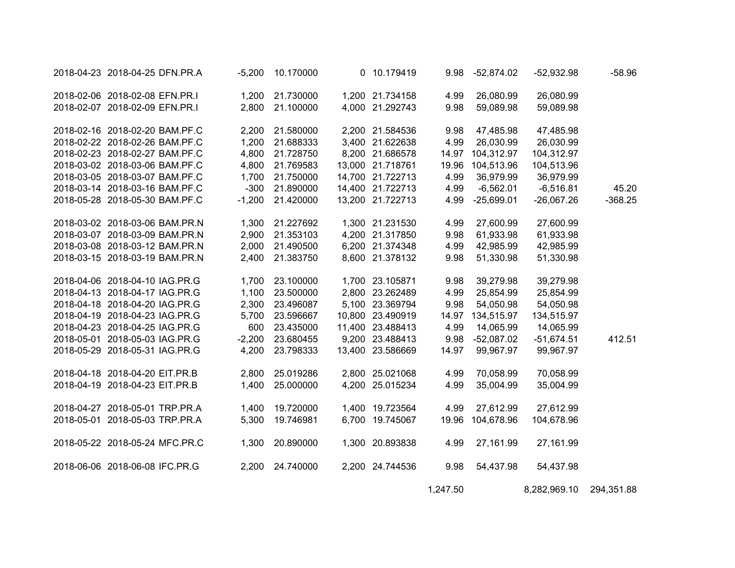| | | | | | | | | | | |
|---|---|---|---|---|---|---|---|---|---|---|
| 2018-04-23 | 2018-04-25 | DFN.PR.A | -5,200 | 10.170000 | 0 | 10.179419 | 9.98 | -52,874.02 | -52,932.98 | -58.96 |
| | | | | | | | | | | |
| 2018-02-06 | 2018-02-08 | EFN.PR.I | 1,200 | 21.730000 | 1,200 | 21.734158 | 4.99 | 26,080.99 | 26,080.99 | |
| 2018-02-07 | 2018-02-09 | EFN.PR.I | 2,800 | 21.100000 | 4,000 | 21.292743 | 9.98 | 59,089.98 | 59,089.98 | |
| | | | | | | | | | | |
| 2018-02-16 | 2018-02-20 | BAM.PF.C | 2,200 | 21.580000 | 2,200 | 21.584536 | 9.98 | 47,485.98 | 47,485.98 | |
| 2018-02-22 | 2018-02-26 | BAM.PF.C | 1,200 | 21.688333 | 3,400 | 21.622638 | 4.99 | 26,030.99 | 26,030.99 | |
| 2018-02-23 | 2018-02-27 | BAM.PF.C | 4,800 | 21.728750 | 8,200 | 21.686578 | 14.97 | 104,312.97 | 104,312.97 | |
| 2018-03-02 | 2018-03-06 | BAM.PF.C | 4,800 | 21.769583 | 13,000 | 21.718761 | 19.96 | 104,513.96 | 104,513.96 | |
| 2018-03-05 | 2018-03-07 | BAM.PF.C | 1,700 | 21.750000 | 14,700 | 21.722713 | 4.99 | 36,979.99 | 36,979.99 | |
| 2018-03-14 | 2018-03-16 | BAM.PF.C | -300 | 21.890000 | 14,400 | 21.722713 | 4.99 | -6,562.01 | -6,516.81 | 45.20 |
| 2018-05-28 | 2018-05-30 | BAM.PF.C | -1,200 | 21.420000 | 13,200 | 21.722713 | 4.99 | -25,699.01 | -26,067.26 | -368.25 |
| | | | | | | | | | | |
| 2018-03-02 | 2018-03-06 | BAM.PR.N | 1,300 | 21.227692 | 1,300 | 21.231530 | 4.99 | 27,600.99 | 27,600.99 | |
| 2018-03-07 | 2018-03-09 | BAM.PR.N | 2,900 | 21.353103 | 4,200 | 21.317850 | 9.98 | 61,933.98 | 61,933.98 | |
| 2018-03-08 | 2018-03-12 | BAM.PR.N | 2,000 | 21.490500 | 6,200 | 21.374348 | 4.99 | 42,985.99 | 42,985.99 | |
| 2018-03-15 | 2018-03-19 | BAM.PR.N | 2,400 | 21.383750 | 8,600 | 21.378132 | 9.98 | 51,330.98 | 51,330.98 | |
| | | | | | | | | | | |
| 2018-04-06 | 2018-04-10 | IAG.PR.G | 1,700 | 23.100000 | 1,700 | 23.105871 | 9.98 | 39,279.98 | 39,279.98 | |
| 2018-04-13 | 2018-04-17 | IAG.PR.G | 1,100 | 23.500000 | 2,800 | 23.262489 | 4.99 | 25,854.99 | 25,854.99 | |
| 2018-04-18 | 2018-04-20 | IAG.PR.G | 2,300 | 23.496087 | 5,100 | 23.369794 | 9.98 | 54,050.98 | 54,050.98 | |
| 2018-04-19 | 2018-04-23 | IAG.PR.G | 5,700 | 23.596667 | 10,800 | 23.490919 | 14.97 | 134,515.97 | 134,515.97 | |
| 2018-04-23 | 2018-04-25 | IAG.PR.G | 600 | 23.435000 | 11,400 | 23.488413 | 4.99 | 14,065.99 | 14,065.99 | |
| 2018-05-01 | 2018-05-03 | IAG.PR.G | -2,200 | 23.680455 | 9,200 | 23.488413 | 9.98 | -52,087.02 | -51,674.51 | 412.51 |
| 2018-05-29 | 2018-05-31 | IAG.PR.G | 4,200 | 23.798333 | 13,400 | 23.586669 | 14.97 | 99,967.97 | 99,967.97 | |
| | | | | | | | | | | |
| 2018-04-18 | 2018-04-20 | EIT.PR.B | 2,800 | 25.019286 | 2,800 | 25.021068 | 4.99 | 70,058.99 | 70,058.99 | |
| 2018-04-19 | 2018-04-23 | EIT.PR.B | 1,400 | 25.000000 | 4,200 | 25.015234 | 4.99 | 35,004.99 | 35,004.99 | |
| | | | | | | | | | | |
| 2018-04-27 | 2018-05-01 | TRP.PR.A | 1,400 | 19.720000 | 1,400 | 19.723564 | 4.99 | 27,612.99 | 27,612.99 | |
| 2018-05-01 | 2018-05-03 | TRP.PR.A | 5,300 | 19.746981 | 6,700 | 19.745067 | 19.96 | 104,678.96 | 104,678.96 | |
| | | | | | | | | | | |
| 2018-05-22 | 2018-05-24 | MFC.PR.C | 1,300 | 20.890000 | 1,300 | 20.893838 | 4.99 | 27,161.99 | 27,161.99 | |
| | | | | | | | | | | |
| 2018-06-06 | 2018-06-08 | IFC.PR.G | 2,200 | 24.740000 | 2,200 | 24.744536 | 9.98 | 54,437.98 | 54,437.98 | |
| | | | | | | | | | | |
| | | | | | | | 1,247.50 | | 8,282,969.10 | 294,351.88 |